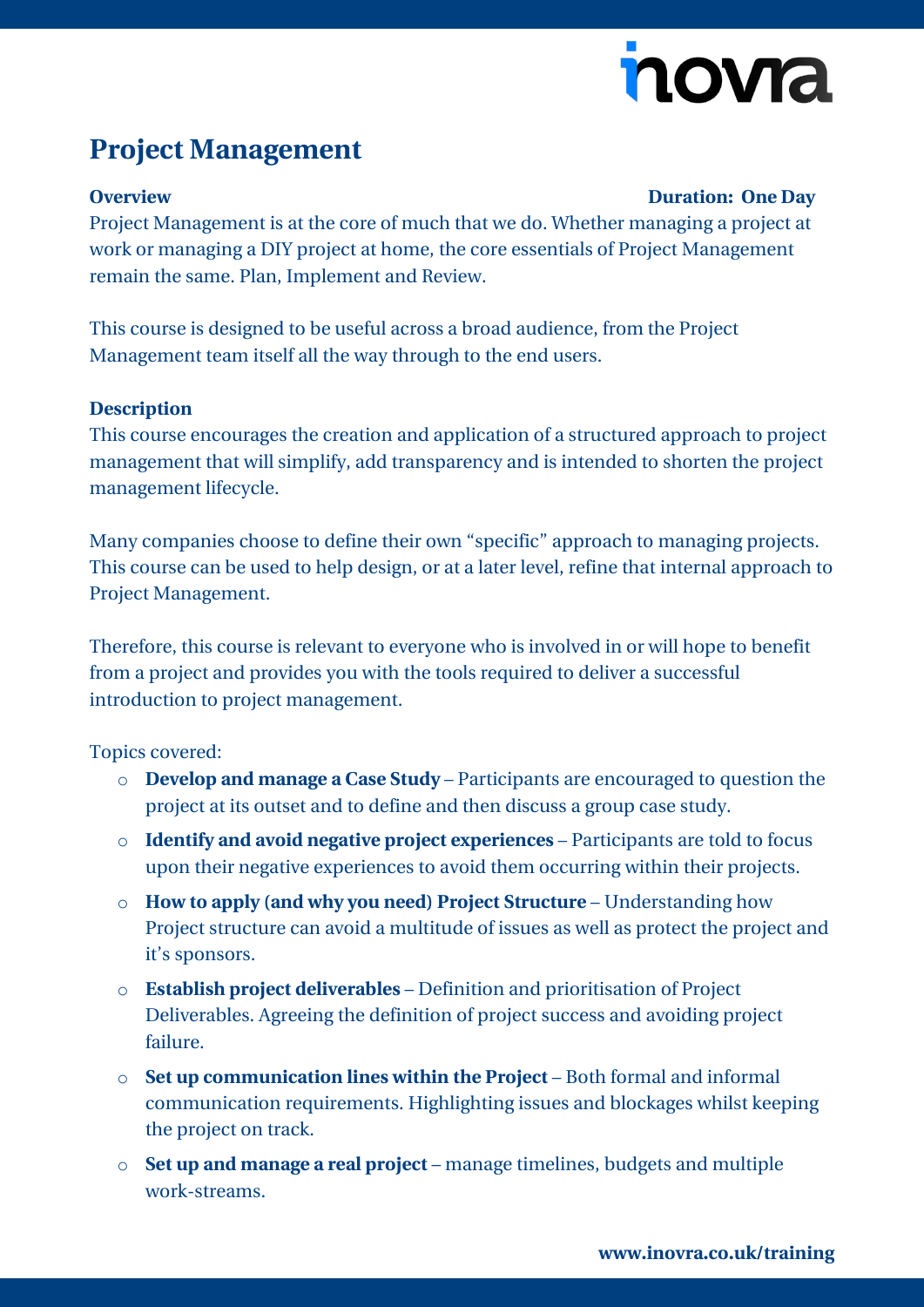# Project Management

**Overview** **Duration: One Day**

Project Management is at the core of much that we do. Whether managing a project at work or managing a DIY project at home, the core essentials of Project Management remain the same. Plan, Implement and Review.

This course is designed to be useful across a broad audience, from the Project Management team itself all the way through to the end users.

**Description**

This course encourages the creation and application of a structured approach to project management that will simplify, add transparency and is intended to shorten the project management lifecycle.

Many companies choose to define their own "specific" approach to managing projects. This course can be used to help design, or at a later level, refine that internal approach to Project Management.

Therefore, this course is relevant to everyone who is involved in or will hope to benefit from a project and provides you with the tools required to deliver a successful introduction to project management.

Topics covered:

- **Develop and manage a Case Study** – Participants are encouraged to question the project at its outset and to define and then discuss a group case study.
- **Identify and avoid negative project experiences** – Participants are told to focus upon their negative experiences to avoid them occurring within their projects.
- **How to apply (and why you need) Project Structure** – Understanding how Project structure can avoid a multitude of issues as well as protect the project and it's sponsors.
- **Establish project deliverables** – Definition and prioritisation of Project Deliverables. Agreeing the definition of project success and avoiding project failure.
- **Set up communication lines within the Project** – Both formal and informal communication requirements. Highlighting issues and blockages whilst keeping the project on track.
- **Set up and manage a real project** – manage timelines, budgets and multiple work-streams.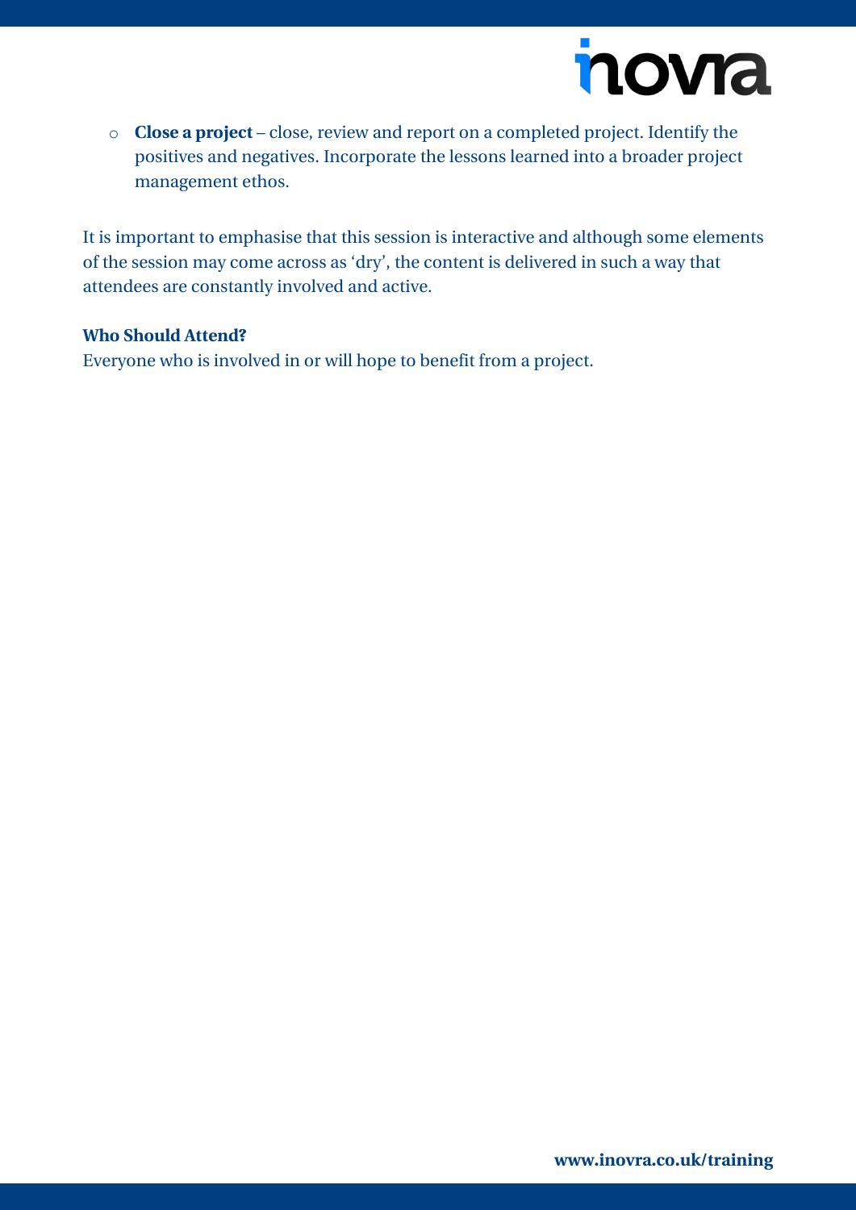- **Close a project** – close, review and report on a completed project. Identify the positives and negatives. Incorporate the lessons learned into a broader project management ethos.

It is important to emphasise that this session is interactive and although some elements of the session may come across as 'dry', the content is delivered in such a way that attendees are constantly involved and active.

**Who Should Attend?**

Everyone who is involved in or will hope to benefit from a project.